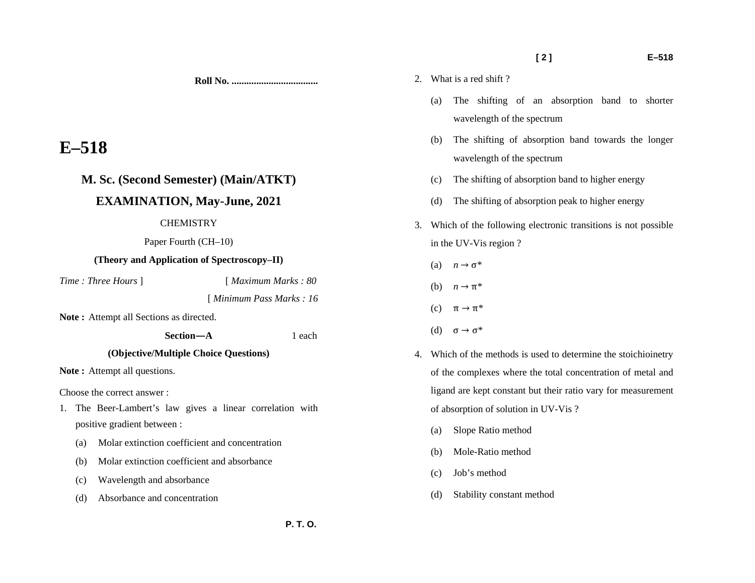Roll No. ..................................

# E–518

## M. Sc. (Second Semester) (Main/ATKT)

## EXAMINATION, May-June, 2021

CHEMISTRY

Paper Fourth (CH–10)

**(Theory and Application of Spectroscopy–II)**

*Time : Three Hours* ] [ *Maximum Marks : 80*

[ *Minimum Pass Marks : 16*

**Note :** Attempt all Sections as directed.

**Section—A** 1 each

**(Objective/Multiple Choice Questions)**

**Note :** Attempt all questions.

Choose the correct answer :

1. The Beer-Lambert's law gives a linear correlation with positive gradient between :
   - (a) Molar extinction coefficient and concentration
   - (b) Molar extinction coefficient and absorbance
   - (c) Wavelength and absorbance
   - (d) Absorbance and concentration

2. What is a red shift ?
   - (a) The shifting of an absorption band to shorter wavelength of the spectrum
   - (b) The shifting of absorption band towards the longer wavelength of the spectrum
   - (c) The shifting of absorption band to higher energy
   - (d) The shifting of absorption peak to higher energy

3. Which of the following electronic transitions is not possible in the UV-Vis region ?
   - (a) $n \rightarrow \sigma^*$
   - (b) $n \rightarrow \pi^*$
   - (c) $\pi \rightarrow \pi^*$
   - (d) $\sigma \rightarrow \sigma^*$

4. Which of the methods is used to determine the stoichioinetry of the complexes where the total concentration of metal and ligand are kept constant but their ratio vary for measurement of absorption of solution in UV-Vis ?
   - (a) Slope Ratio method
   - (b) Mole-Ratio method
   - (c) Job's method
   - (d) Stability constant method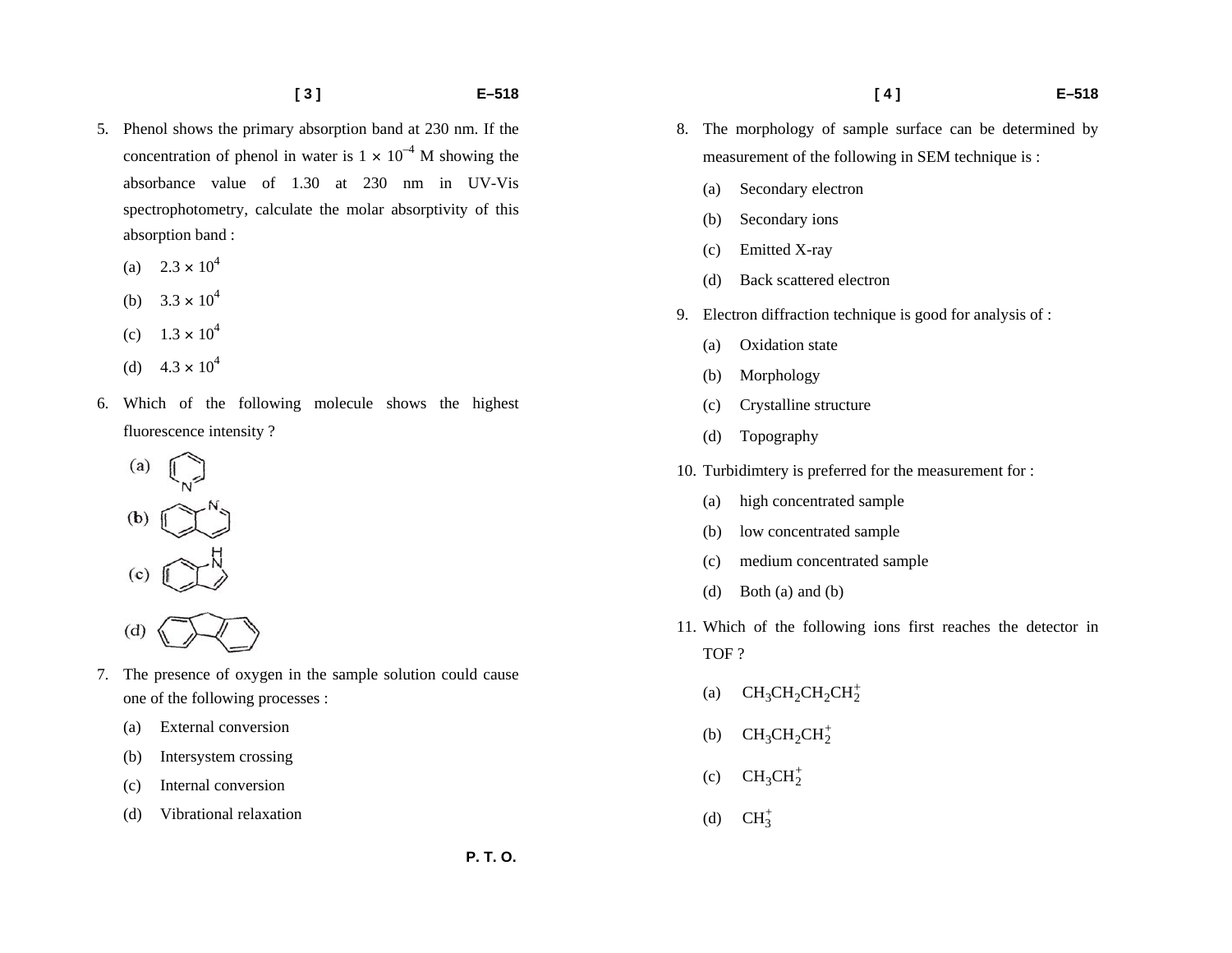5. Phenol shows the primary absorption band at 230 nm. If the concentration of phenol in water is $1 \times 10^{-4}$ M showing the absorbance value of 1.30 at 230 nm in UV-Vis spectrophotometry, calculate the molar absorptivity of this absorption band :

   (a) $2.3 \times 10^4$

   (b) $3.3 \times 10^4$

   (c) $1.3 \times 10^4$

   (d) $4.3 \times 10^4$

6. Which of the following molecule shows the highest fluorescence intensity ?

   (a) [pyridine structure]

   (b) [quinoline structure]

   (c) [indole structure]

   (d) [fluorene structure]

7. The presence of oxygen in the sample solution could cause one of the following processes :

   (a) External conversion

   (b) Intersystem crossing

   (c) Internal conversion

   (d) Vibrational relaxation

8. The morphology of sample surface can be determined by measurement of the following in SEM technique is :

   (a) Secondary electron

   (b) Secondary ions

   (c) Emitted X-ray

   (d) Back scattered electron

9. Electron diffraction technique is good for analysis of :

   (a) Oxidation state

   (b) Morphology

   (c) Crystalline structure

   (d) Topography

10. Turbidimtery is preferred for the measurement for :

    (a) high concentrated sample

    (b) low concentrated sample

    (c) medium concentrated sample

    (d) Both (a) and (b)

11. Which of the following ions first reaches the detector in TOF ?

    (a) $CH_3CH_2CH_2CH_2^+$

    (b) $CH_3CH_2CH_2^+$

    (c) $CH_3CH_2^+$

    (d) $CH_3^+$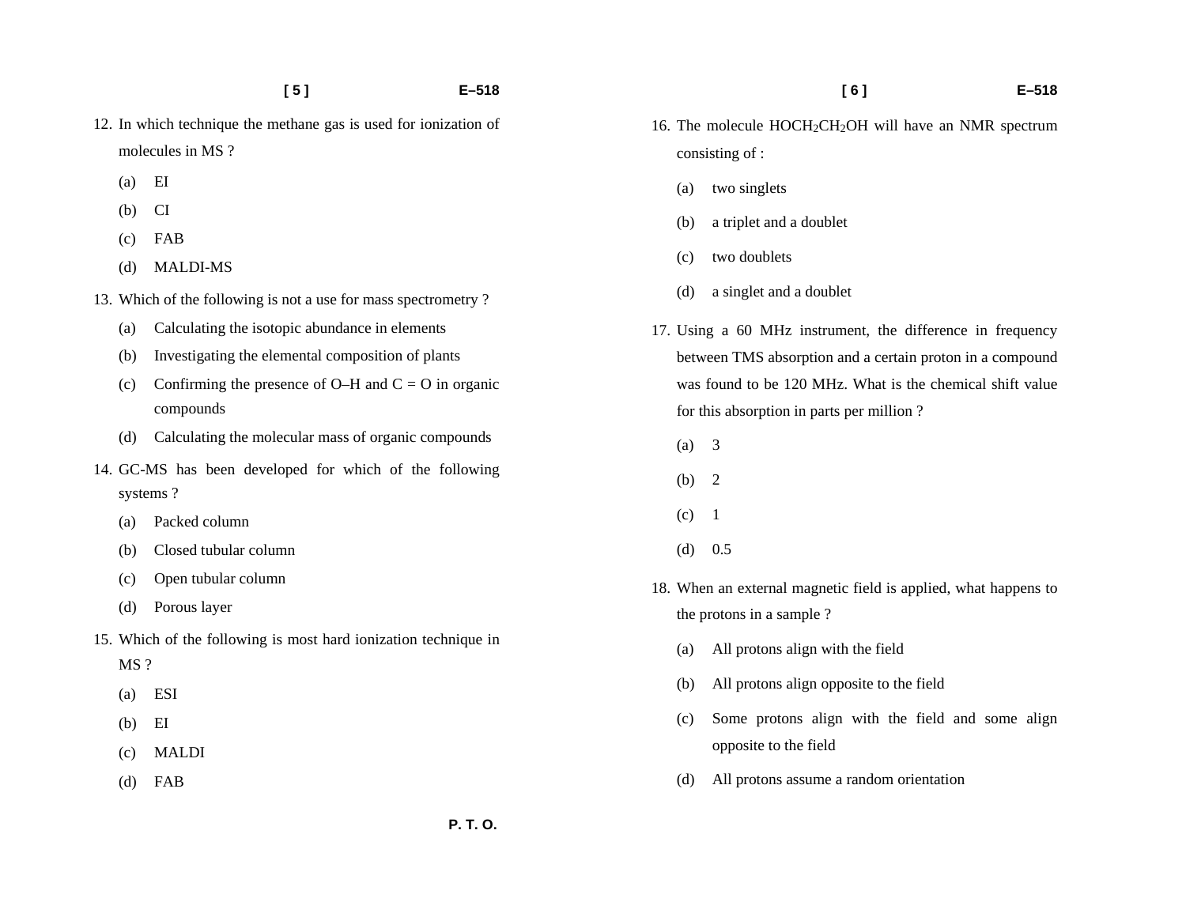12. In which technique the methane gas is used for ionization of molecules in MS ?

    (a) EI

    (b) CI

    (c) FAB

    (d) MALDI-MS

13. Which of the following is not a use for mass spectrometry ?

    (a) Calculating the isotopic abundance in elements

    (b) Investigating the elemental composition of plants

    (c) Confirming the presence of O–H and C = O in organic compounds

    (d) Calculating the molecular mass of organic compounds

14. GC-MS has been developed for which of the following systems ?

    (a) Packed column

    (b) Closed tubular column

    (c) Open tubular column

    (d) Porous layer

15. Which of the following is most hard ionization technique in MS ?

    (a) ESI

    (b) EI

    (c) MALDI

    (d) FAB

16. The molecule $HOCH_2CH_2OH$ will have an NMR spectrum consisting of :

    (a) two singlets

    (b) a triplet and a doublet

    (c) two doublets

    (d) a singlet and a doublet

17. Using a 60 MHz instrument, the difference in frequency between TMS absorption and a certain proton in a compound was found to be 120 MHz. What is the chemical shift value for this absorption in parts per million ?

    (a) 3

    (b) 2

    (c) 1

    (d) 0.5

18. When an external magnetic field is applied, what happens to the protons in a sample ?

    (a) All protons align with the field

    (b) All protons align opposite to the field

    (c) Some protons align with the field and some align opposite to the field

    (d) All protons assume a random orientation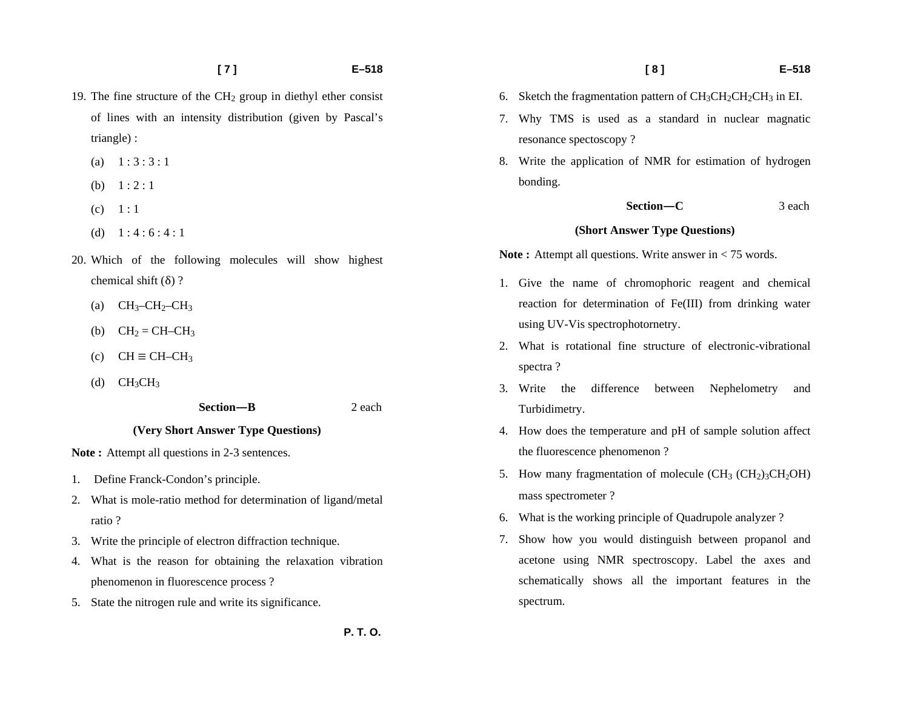19. The fine structure of the $CH_2$ group in diethyl ether consist of lines with an intensity distribution (given by Pascal's triangle) :

    (a) 1 : 3 : 3 : 1

    (b) 1 : 2 : 1

    (c) 1 : 1

    (d) 1 : 4 : 6 : 4 : 1

20. Which of the following molecules will show highest chemical shift ($\delta$) ?

    (a) $CH_3–CH_2–CH_3$

    (b) $CH_2 = CH–CH_3$

    (c) $CH \equiv CH–CH_3$

    (d) $CH_3CH_3$

## Section—B — 2 each

### (Very Short Answer Type Questions)

**Note :** Attempt all questions in 2-3 sentences.

1. Define Franck-Condon's principle.
2. What is mole-ratio method for determination of ligand/metal ratio ?
3. Write the principle of electron diffraction technique.
4. What is the reason for obtaining the relaxation vibration phenomenon in fluorescence process ?
5. State the nitrogen rule and write its significance.
6. Sketch the fragmentation pattern of $CH_3CH_2CH_2CH_3$ in EI.
7. Why TMS is used as a standard in nuclear magnatic resonance spectoscopy ?
8. Write the application of NMR for estimation of hydrogen bonding.

## Section—C — 3 each

### (Short Answer Type Questions)

**Note :** Attempt all questions. Write answer in < 75 words.

1. Give the name of chromophoric reagent and chemical reaction for determination of Fe(III) from drinking water using UV-Vis spectrophotornetry.
2. What is rotational fine structure of electronic-vibrational spectra ?
3. Write the difference between Nephelometry and Turbidimetry.
4. How does the temperature and pH of sample solution affect the fluorescence phenomenon ?
5. How many fragmentation of molecule ($CH_3(CH_2)_3CH_2OH$) mass spectrometer ?
6. What is the working principle of Quadrupole analyzer ?
7. Show how you would distinguish between propanol and acetone using NMR spectroscopy. Label the axes and schematically shows all the important features in the spectrum.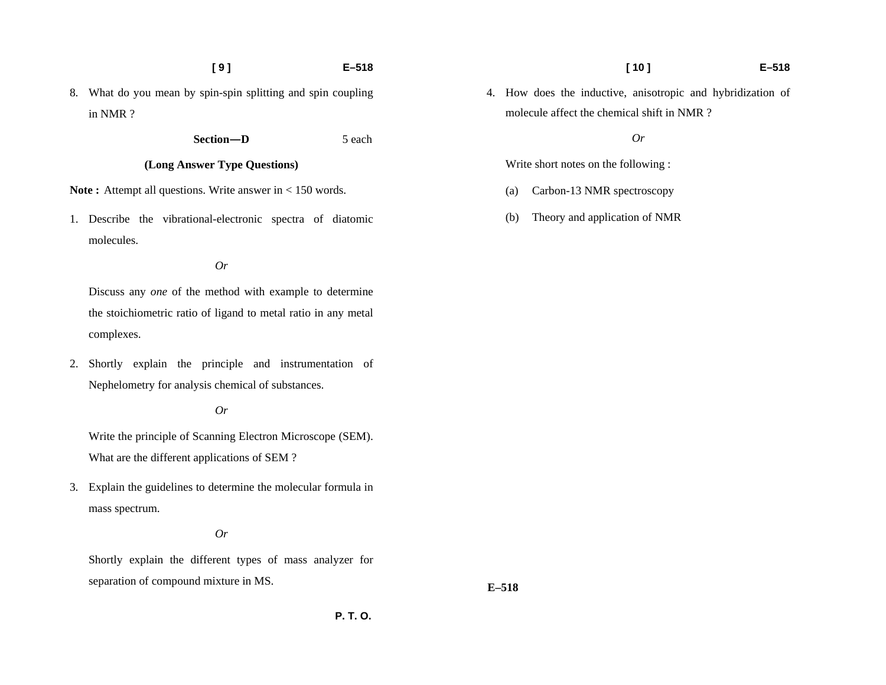8. What do you mean by spin-spin splitting and spin coupling in NMR ?

## Section—D 5 each

### (Long Answer Type Questions)

**Note :** Attempt all questions. Write answer in < 150 words.

1. Describe the vibrational-electronic spectra of diatomic molecules.

   *Or*

   Discuss any *one* of the method with example to determine the stoichiometric ratio of ligand to metal ratio in any metal complexes.

2. Shortly explain the principle and instrumentation of Nephelometry for analysis chemical of substances.

   *Or*

   Write the principle of Scanning Electron Microscope (SEM). What are the different applications of SEM ?

3. Explain the guidelines to determine the molecular formula in mass spectrum.

   *Or*

   Shortly explain the different types of mass analyzer for separation of compound mixture in MS.

4. How does the inductive, anisotropic and hybridization of molecule affect the chemical shift in NMR ?

   *Or*

   Write short notes on the following :

   (a) Carbon-13 NMR spectroscopy

   (b) Theory and application of NMR